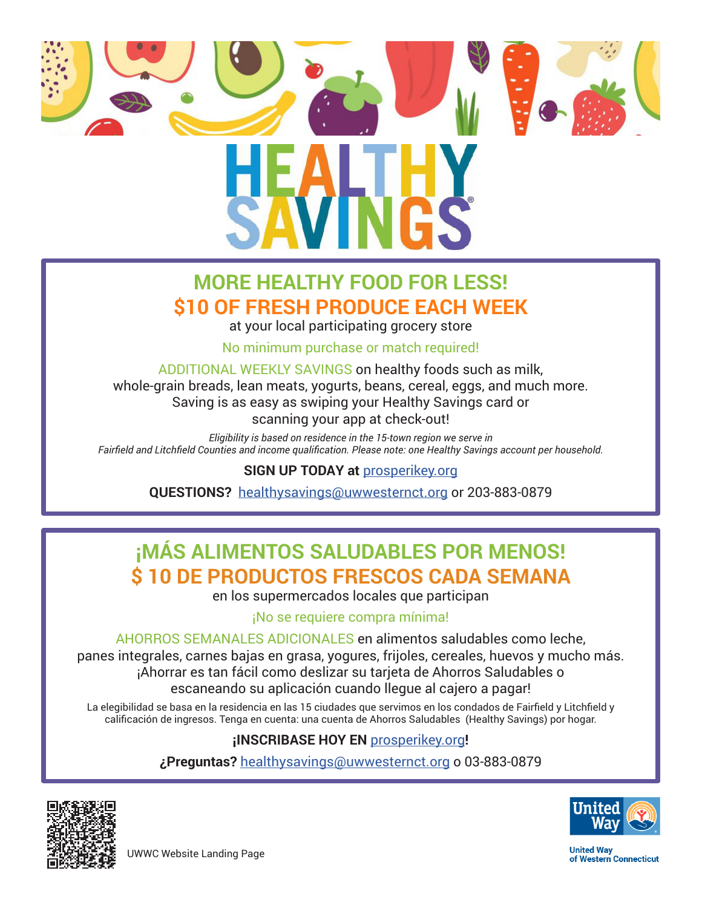# HEALTHY SAVINGS®

## MORE HEALTHY FOOD FOR LESS!
## $10 OF FRESH PRODUCE EACH WEEK

at your local participating grocery store

No minimum purchase or match required!

ADDITIONAL WEEKLY SAVINGS on healthy foods such as milk, whole-grain breads, lean meats, yogurts, beans, cereal, eggs, and much more. Saving is as easy as swiping your Healthy Savings card or scanning your app at check-out!

*Eligibility is based on residence in the 15-town region we serve in Fairfield and Litchfield Counties and income qualification. Please note: one Healthy Savings account per household.*

**SIGN UP TODAY at** prosperikey.org

**QUESTIONS?** healthysavings@uwwesternct.org or 203-883-0879

## ¡MÁS ALIMENTOS SALUDABLES POR MENOS!
## $ 10 DE PRODUCTOS FRESCOS CADA SEMANA

en los supermercados locales que participan

¡No se requiere compra mínima!

AHORROS SEMANALES ADICIONALES en alimentos saludables como leche, panes integrales, carnes bajas en grasa, yogures, frijoles, cereales, huevos y mucho más. ¡Ahorrar es tan fácil como deslizar su tarjeta de Ahorros Saludables o escaneando su aplicación cuando llegue al cajero a pagar!

La elegibilidad se basa en la residencia en las 15 ciudades que servimos en los condados de Fairfield y Litchfield y calificación de ingresos. Tenga en cuenta: una cuenta de Ahorros Saludables (Healthy Savings) por hogar.

**¡INSCRIBASE HOY EN** prosperikey.org**!**

**¿Preguntas?** healthysavings@uwwesternct.org o 03-883-0879

UWWC Website Landing Page

United Way of Western Connecticut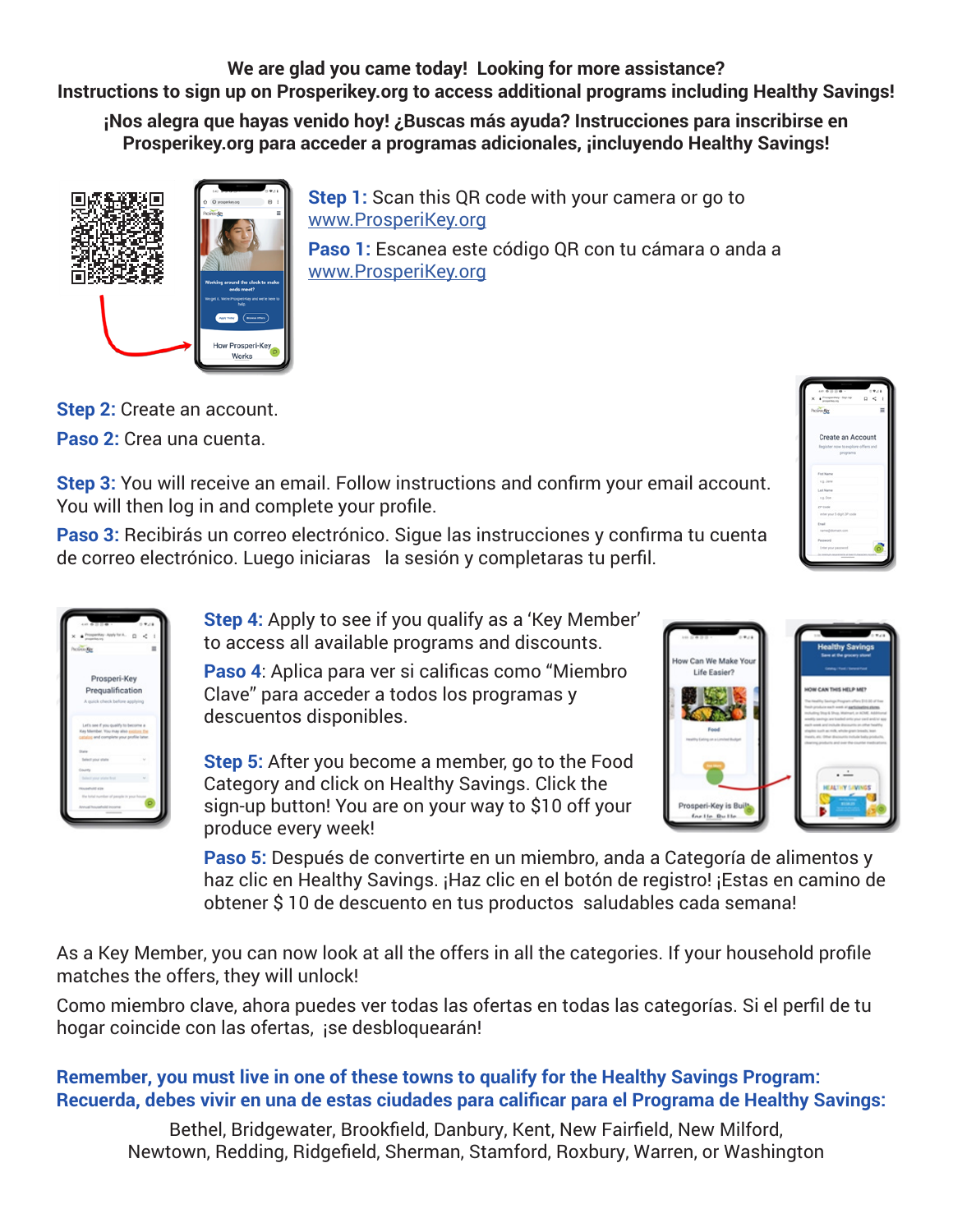**We are glad you came today! Looking for more assistance?**
**Instructions to sign up on Prosperikey.org to access additional programs including Healthy Savings!**

**¡Nos alegra que hayas venido hoy! ¿Buscas más ayuda? Instrucciones para inscribirse en Prosperikey.org para acceder a programas adicionales, ¡incluyendo Healthy Savings!**

**Step 1:** Scan this QR code with your camera or go to [www.ProsperiKey.org](http://www.ProsperiKey.org)

**Paso 1:** Escanea este código QR con tu cámara o anda a [www.ProsperiKey.org](http://www.ProsperiKey.org)

**Step 2:** Create an account.

**Paso 2:** Crea una cuenta.

**Step 3:** You will receive an email. Follow instructions and confirm your email account. You will then log in and complete your profile.

**Paso 3:** Recibirás un correo electrónico. Sigue las instrucciones y confirma tu cuenta de correo electrónico. Luego iniciaras la sesión y completaras tu perfil.

**Step 4:** Apply to see if you qualify as a 'Key Member' to access all available programs and discounts.

**Paso 4**: Aplica para ver si calificas como "Miembro Clave" para acceder a todos los programas y descuentos disponibles.

**Step 5:** After you become a member, go to the Food Category and click on Healthy Savings. Click the sign-up button! You are on your way to $10 off your produce every week!

**Paso 5:** Después de convertirte en un miembro, anda a Categoría de alimentos y haz clic en Healthy Savings. ¡Haz clic en el botón de registro! ¡Estas en camino de obtener $ 10 de descuento en tus productos saludables cada semana!

As a Key Member, you can now look at all the offers in all the categories. If your household profile matches the offers, they will unlock!

Como miembro clave, ahora puedes ver todas las ofertas en todas las categorías. Si el perfil de tu hogar coincide con las ofertas, ¡se desbloquearán!

**Remember, you must live in one of these towns to qualify for the Healthy Savings Program:**
**Recuerda, debes vivir en una de estas ciudades para calificar para el Programa de Healthy Savings:**

Bethel, Bridgewater, Brookfield, Danbury, Kent, New Fairfield, New Milford, Newtown, Redding, Ridgefield, Sherman, Stamford, Roxbury, Warren, or Washington